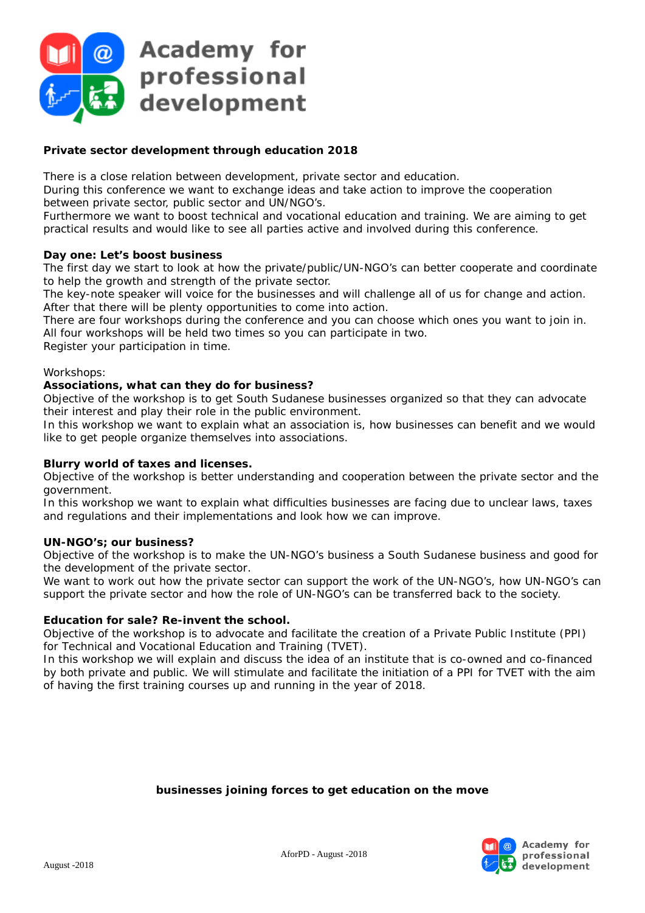# Academy for professional development

**Private sector development through education 2018**

There is a close relation between development, private sector and education.
During this conference we want to exchange ideas and take action to improve the cooperation between private sector, public sector and UN/NGO's.
Furthermore we want to boost technical and vocational education and training. We are aiming to get practical results and would like to see all parties active and involved during this conference.

**Day one: Let's boost business**
The first day we start to look at how the private/public/UN-NGO's can better cooperate and coordinate to help the growth and strength of the private sector.
The key-note speaker will voice for the businesses and will challenge all of us for change and action.
After that there will be plenty opportunities to come into action.
There are four workshops during the conference and you can choose which ones you want to join in.
All four workshops will be held two times so you can participate in two.
Register your participation in time.

Workshops:
**Associations, what can they do for business?**
Objective of the workshop is to get South Sudanese businesses organized so that they can advocate their interest and play their role in the public environment.
In this workshop we want to explain what an association is, how businesses can benefit and we would like to get people organize themselves into associations.

**Blurry world of taxes and licenses.**
Objective of the workshop is better understanding and cooperation between the private sector and the government.
In this workshop we want to explain what difficulties businesses are facing due to unclear laws, taxes and regulations and their implementations and look how we can improve.

**UN-NGO's; our business?**
Objective of the workshop is to make the UN-NGO's business a South Sudanese business and good for the development of the private sector.
We want to work out how the private sector can support the work of the UN-NGO's, how UN-NGO's can support the private sector and how the role of UN-NGO's can be transferred back to the society.

**Education for sale? Re-invent the school.**
Objective of the workshop is to advocate and facilitate the creation of a Private Public Institute (PPI) for Technical and Vocational Education and Training (TVET).
In this workshop we will explain and discuss the idea of an institute that is co-owned and co-financed by both private and public. We will stimulate and facilitate the initiation of a PPI for TVET with the aim of having the first training courses up and running in the year of 2018.

**businesses joining forces to get education on the move**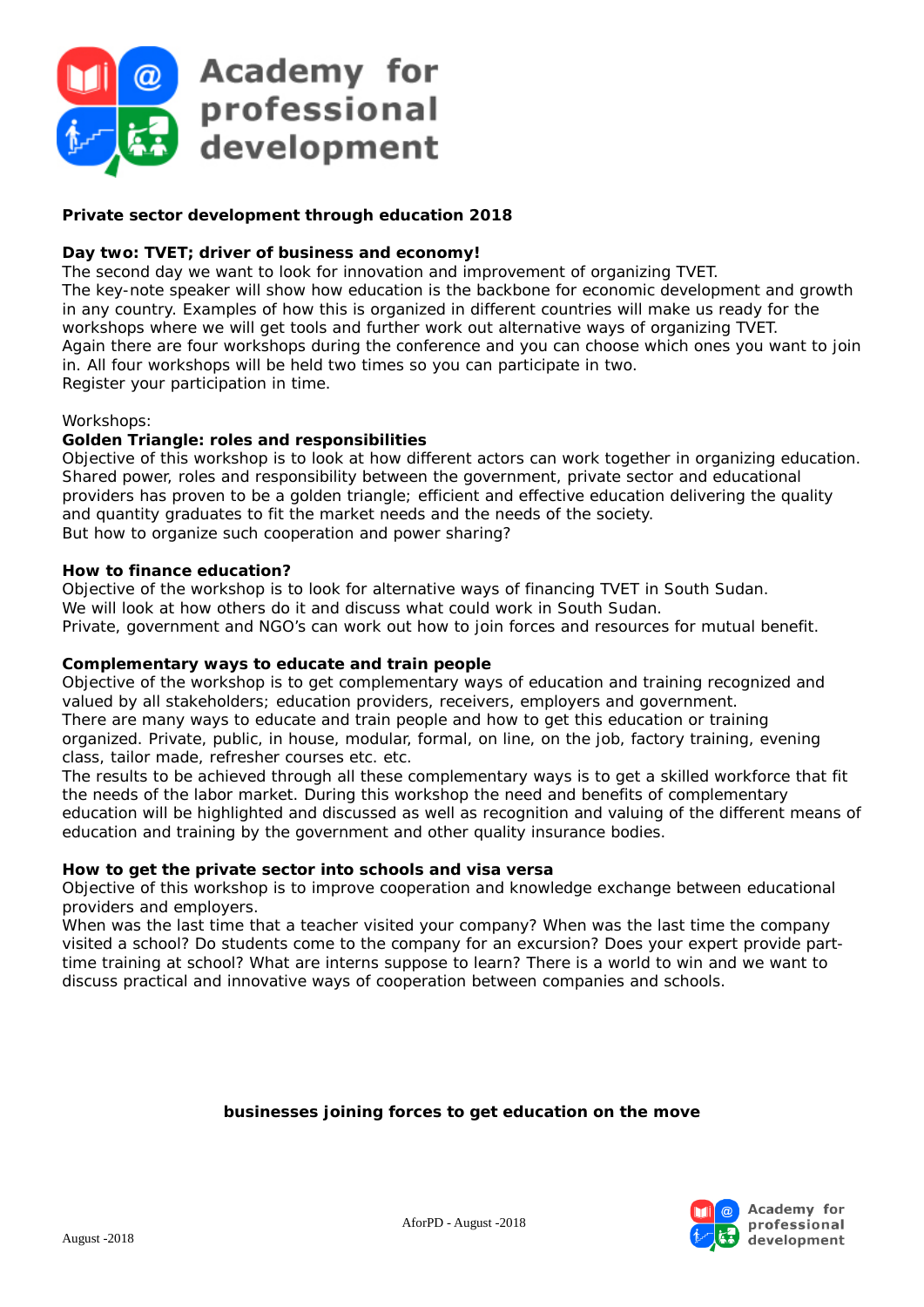**Private sector development through education 2018**

**Day two: TVET; driver of business and economy!**

The second day we want to look for innovation and improvement of organizing TVET.
The key-note speaker will show how education is the backbone for economic development and growth in any country. Examples of how this is organized in different countries will make us ready for the workshops where we will get tools and further work out alternative ways of organizing TVET.
Again there are four workshops during the conference and you can choose which ones you want to join in. All four workshops will be held two times so you can participate in two.
Register your participation in time.

Workshops:

**Golden Triangle: roles and responsibilities**

Objective of this workshop is to look at how different actors can work together in organizing education. Shared power, roles and responsibility between the government, private sector and educational providers has proven to be a golden triangle; efficient and effective education delivering the quality and quantity graduates to fit the market needs and the needs of the society.
But how to organize such cooperation and power sharing?

**How to finance education?**

Objective of the workshop is to look for alternative ways of financing TVET in South Sudan.
We will look at how others do it and discuss what could work in South Sudan.
Private, government and NGO's can work out how to join forces and resources for mutual benefit.

**Complementary ways to educate and train people**

Objective of the workshop is to get complementary ways of education and training recognized and valued by all stakeholders; education providers, receivers, employers and government.
There are many ways to educate and train people and how to get this education or training organized. Private, public, in house, modular, formal, on line, on the job, factory training, evening class, tailor made, refresher courses etc. etc.
The results to be achieved through all these complementary ways is to get a skilled workforce that fit the needs of the labor market. During this workshop the need and benefits of complementary education will be highlighted and discussed as well as recognition and valuing of the different means of education and training by the government and other quality insurance bodies.

**How to get the private sector into schools and visa versa**

Objective of this workshop is to improve cooperation and knowledge exchange between educational providers and employers.
When was the last time that a teacher visited your company? When was the last time the company visited a school? Do students come to the company for an excursion? Does your expert provide part-time training at school? What are interns suppose to learn? There is a world to win and we want to discuss practical and innovative ways of cooperation between companies and schools.

**businesses joining forces to get education on the move**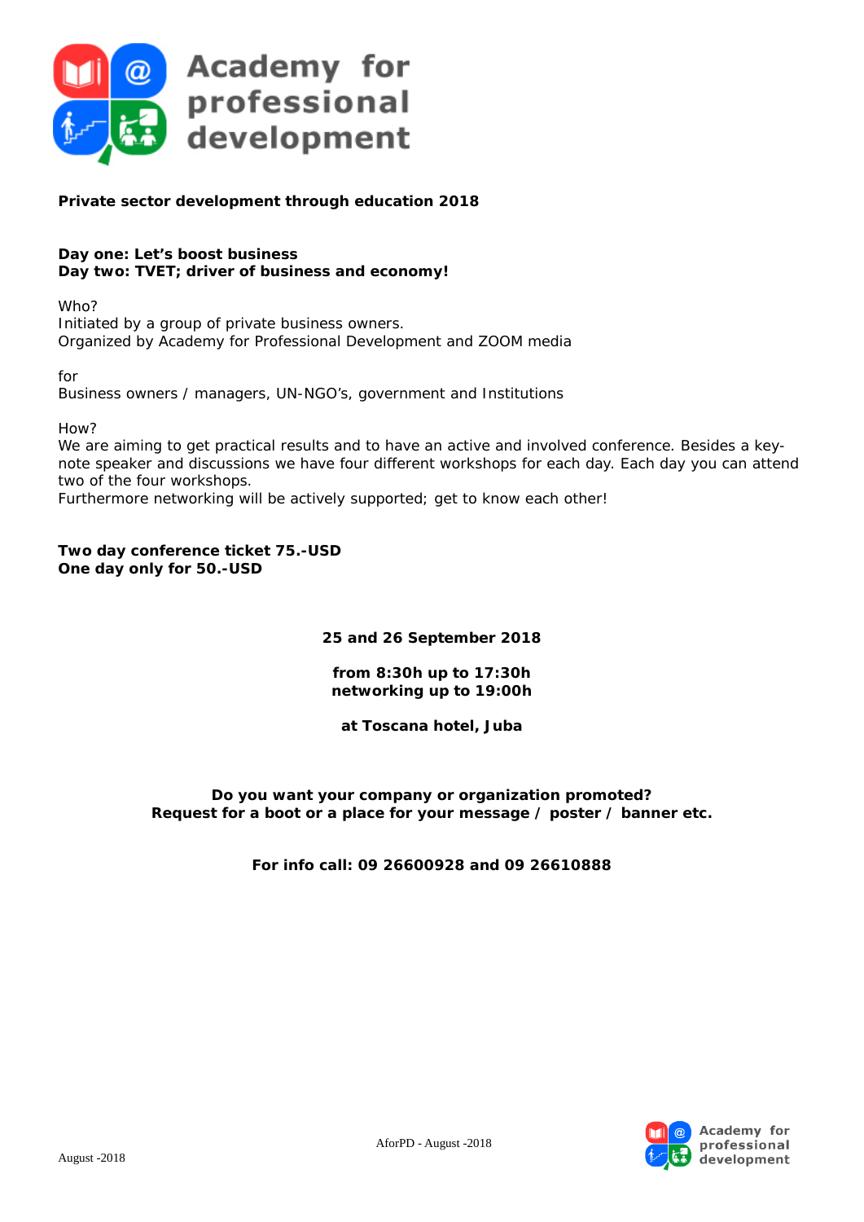# Academy for professional development

**Private sector development through education 2018**

**Day one: Let's boost business**
**Day two: TVET; driver of business and economy!**

Who?
Initiated by a group of private business owners.
Organized by Academy for Professional Development and ZOOM media

for
Business owners / managers, UN-NGO's, government and Institutions

How?
We are aiming to get practical results and to have an active and involved conference. Besides a key-note speaker and discussions we have four different workshops for each day. Each day you can attend two of the four workshops.
Furthermore networking will be actively supported; get to know each other!

**Two day conference ticket 75.-USD**
**One day only for 50.-USD**

**25 and 26 September 2018**

**from 8:30h up to 17:30h**
**networking up to 19:00h**

**at Toscana hotel, Juba**

**Do you want your company or organization promoted?**
**Request for a boot or a place for your message / poster / banner etc.**

**For info call: 09 26600928 and 09 26610888**